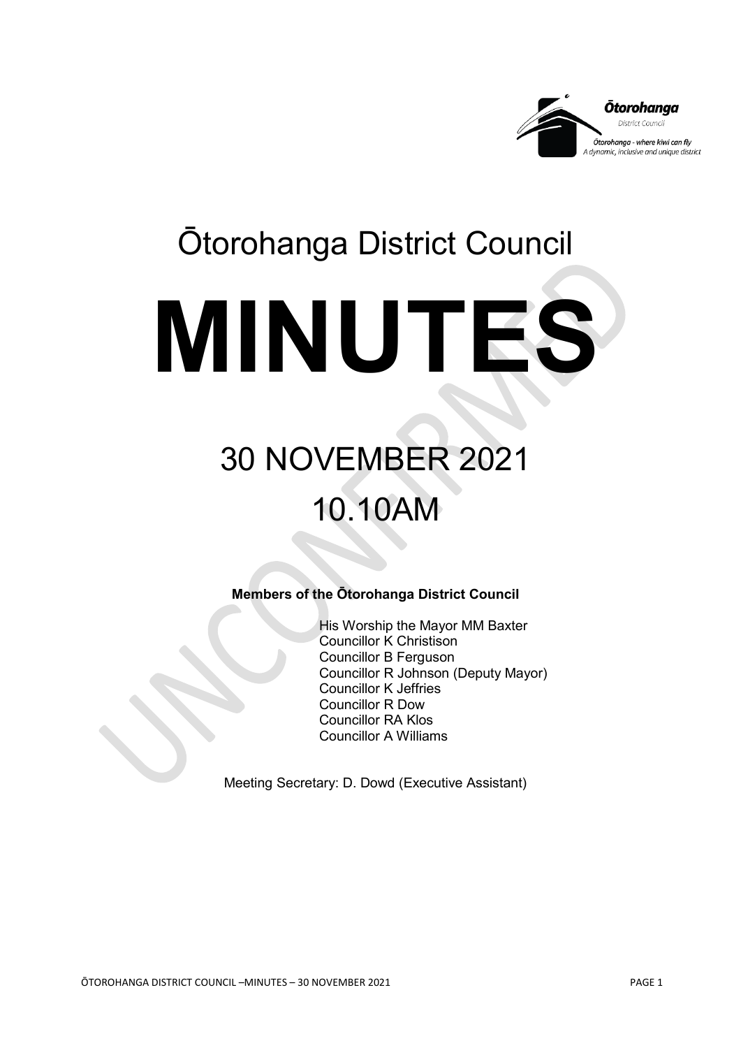# Ōtorohanga District Council

# MINUTES

## 30 NOVEMBER 2021

## 10.10AM

**Members of the Ōtorohanga District Council**

His Worship the Mayor MM Baxter
Councillor K Christison
Councillor B Ferguson
Councillor R Johnson (Deputy Mayor)
Councillor K Jeffries
Councillor R Dow
Councillor RA Klos
Councillor A Williams

Meeting Secretary: D. Dowd (Executive Assistant)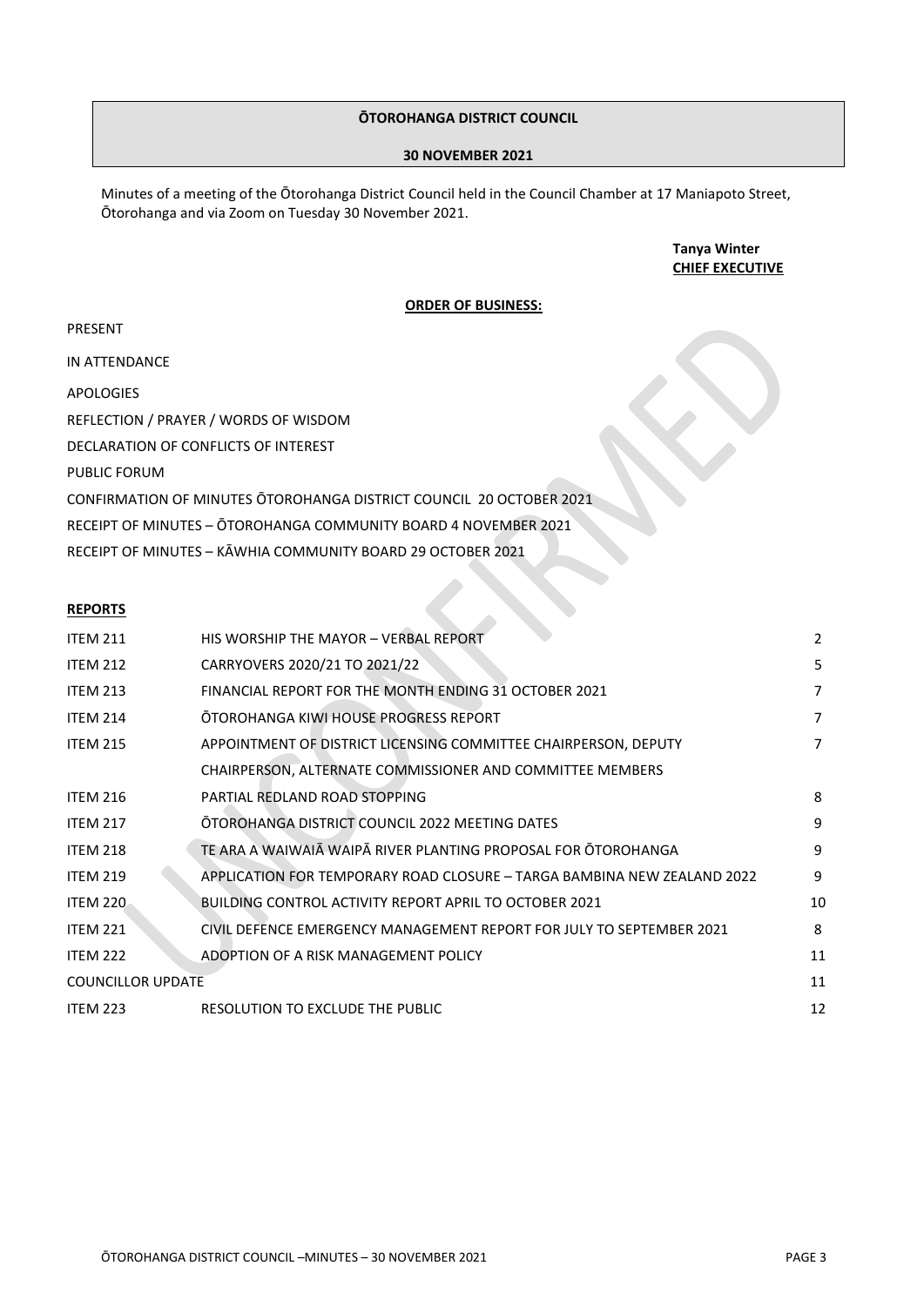**ŌTOROHANGA DISTRICT COUNCIL**

**30 NOVEMBER 2021**

Minutes of a meeting of the Ōtorohanga District Council held in the Council Chamber at 17 Maniapoto Street, Ōtorohanga and via Zoom on Tuesday 30 November 2021.

**Tanya Winter**
**CHIEF EXECUTIVE**

**ORDER OF BUSINESS:**

PRESENT

IN ATTENDANCE

APOLOGIES

REFLECTION / PRAYER / WORDS OF WISDOM

DECLARATION OF CONFLICTS OF INTEREST

PUBLIC FORUM

CONFIRMATION OF MINUTES ŌTOROHANGA DISTRICT COUNCIL 20 OCTOBER 2021

RECEIPT OF MINUTES – ŌTOROHANGA COMMUNITY BOARD 4 NOVEMBER 2021

RECEIPT OF MINUTES – KĀWHIA COMMUNITY BOARD 29 OCTOBER 2021

**REPORTS**

| | | |
|---|---|---|
| ITEM 211 | HIS WORSHIP THE MAYOR – VERBAL REPORT | 2 |
| ITEM 212 | CARRYOVERS 2020/21 TO 2021/22 | 5 |
| ITEM 213 | FINANCIAL REPORT FOR THE MONTH ENDING 31 OCTOBER 2021 | 7 |
| ITEM 214 | ŌTOROHANGA KIWI HOUSE PROGRESS REPORT | 7 |
| ITEM 215 | APPOINTMENT OF DISTRICT LICENSING COMMITTEE CHAIRPERSON, DEPUTY CHAIRPERSON, ALTERNATE COMMISSIONER AND COMMITTEE MEMBERS | 7 |
| ITEM 216 | PARTIAL REDLAND ROAD STOPPING | 8 |
| ITEM 217 | ŌTOROHANGA DISTRICT COUNCIL 2022 MEETING DATES | 9 |
| ITEM 218 | TE ARA A WAIWAIĀ WAIPĀ RIVER PLANTING PROPOSAL FOR ŌTOROHANGA | 9 |
| ITEM 219 | APPLICATION FOR TEMPORARY ROAD CLOSURE – TARGA BAMBINA NEW ZEALAND 2022 | 9 |
| ITEM 220 | BUILDING CONTROL ACTIVITY REPORT APRIL TO OCTOBER 2021 | 10 |
| ITEM 221 | CIVIL DEFENCE EMERGENCY MANAGEMENT REPORT FOR JULY TO SEPTEMBER 2021 | 8 |
| ITEM 222 | ADOPTION OF A RISK MANAGEMENT POLICY | 11 |
| COUNCILLOR UPDATE | | 11 |
| ITEM 223 | RESOLUTION TO EXCLUDE THE PUBLIC | 12 |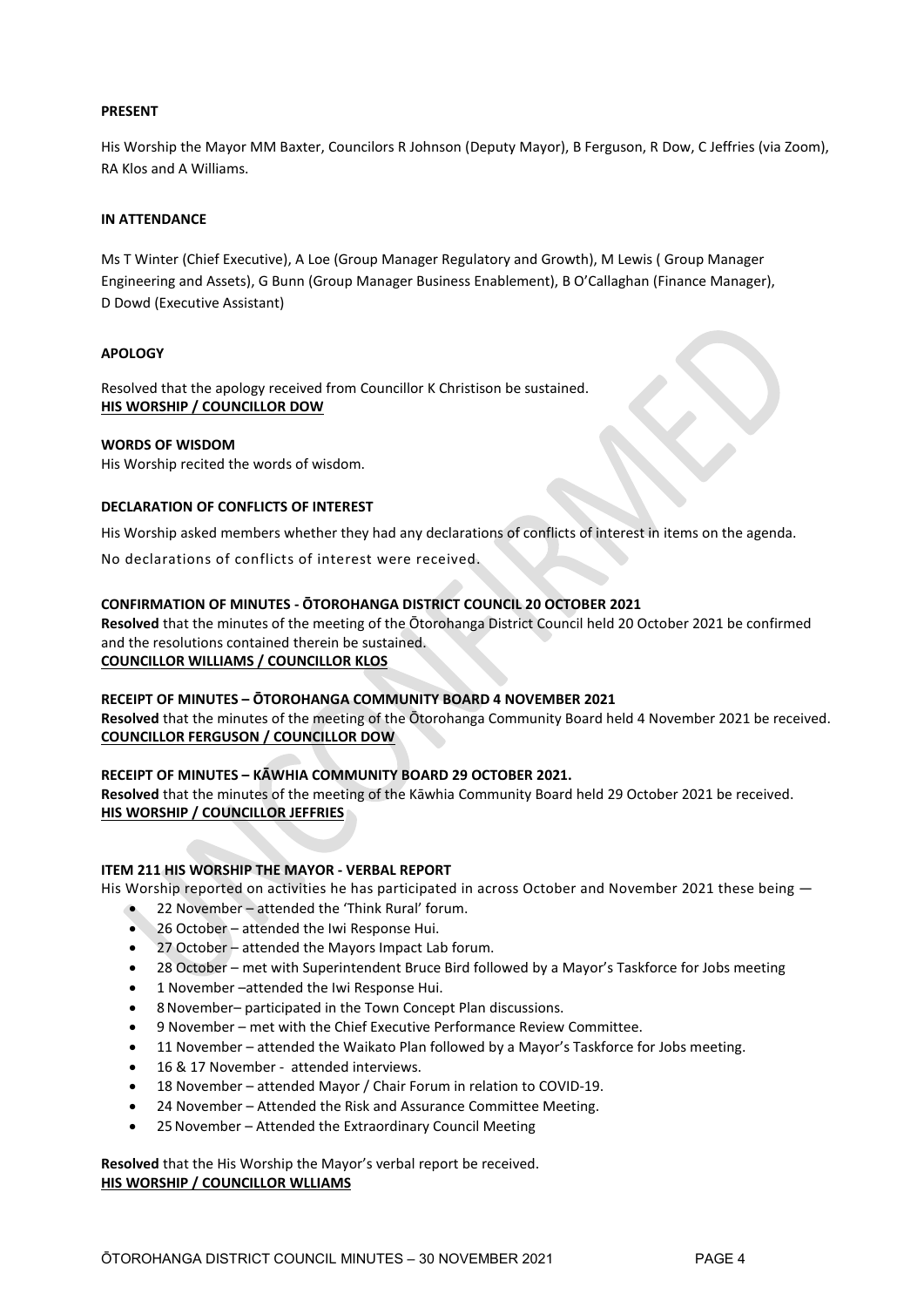**PRESENT**

His Worship the Mayor MM Baxter, Councilors R Johnson (Deputy Mayor), B Ferguson, R Dow, C Jeffries (via Zoom), RA Klos and A Williams.

**IN ATTENDANCE**

Ms T Winter (Chief Executive), A Loe (Group Manager Regulatory and Growth), M Lewis ( Group Manager Engineering and Assets), G Bunn (Group Manager Business Enablement), B O'Callaghan (Finance Manager), D Dowd (Executive Assistant)

**APOLOGY**

Resolved that the apology received from Councillor K Christison be sustained.
**HIS WORSHIP / COUNCILLOR DOW**

**WORDS OF WISDOM**
His Worship recited the words of wisdom.

**DECLARATION OF CONFLICTS OF INTEREST**

His Worship asked members whether they had any declarations of conflicts of interest in items on the agenda.

No declarations of conflicts of interest were received.

**CONFIRMATION OF MINUTES - ŌTOROHANGA DISTRICT COUNCIL 20 OCTOBER 2021**
**Resolved** that the minutes of the meeting of the Ōtorohanga District Council held 20 October 2021 be confirmed and the resolutions contained therein be sustained.
**COUNCILLOR WILLIAMS / COUNCILLOR KLOS**

**RECEIPT OF MINUTES – ŌTOROHANGA COMMUNITY BOARD 4 NOVEMBER 2021**
**Resolved** that the minutes of the meeting of the Ōtorohanga Community Board held 4 November 2021 be received.
**COUNCILLOR FERGUSON / COUNCILLOR DOW**

**RECEIPT OF MINUTES – KĀWHIA COMMUNITY BOARD 29 OCTOBER 2021.**
**Resolved** that the minutes of the meeting of the Kāwhia Community Board held 29 October 2021 be received.
**HIS WORSHIP / COUNCILLOR JEFFRIES**

**ITEM 211 HIS WORSHIP THE MAYOR - VERBAL REPORT**
His Worship reported on activities he has participated in across October and November 2021 these being —

- 22 November – attended the 'Think Rural' forum.
- 26 October – attended the Iwi Response Hui.
- 27 October – attended the Mayors Impact Lab forum.
- 28 October – met with Superintendent Bruce Bird followed by a Mayor's Taskforce for Jobs meeting
- 1 November –attended the Iwi Response Hui.
- 8 November– participated in the Town Concept Plan discussions.
- 9 November – met with the Chief Executive Performance Review Committee.
- 11 November – attended the Waikato Plan followed by a Mayor's Taskforce for Jobs meeting.
- 16 & 17 November - attended interviews.
- 18 November – attended Mayor / Chair Forum in relation to COVID-19.
- 24 November – Attended the Risk and Assurance Committee Meeting.
- 25 November – Attended the Extraordinary Council Meeting

**Resolved** that the His Worship the Mayor's verbal report be received.
**HIS WORSHIP / COUNCILLOR WLLIAMS**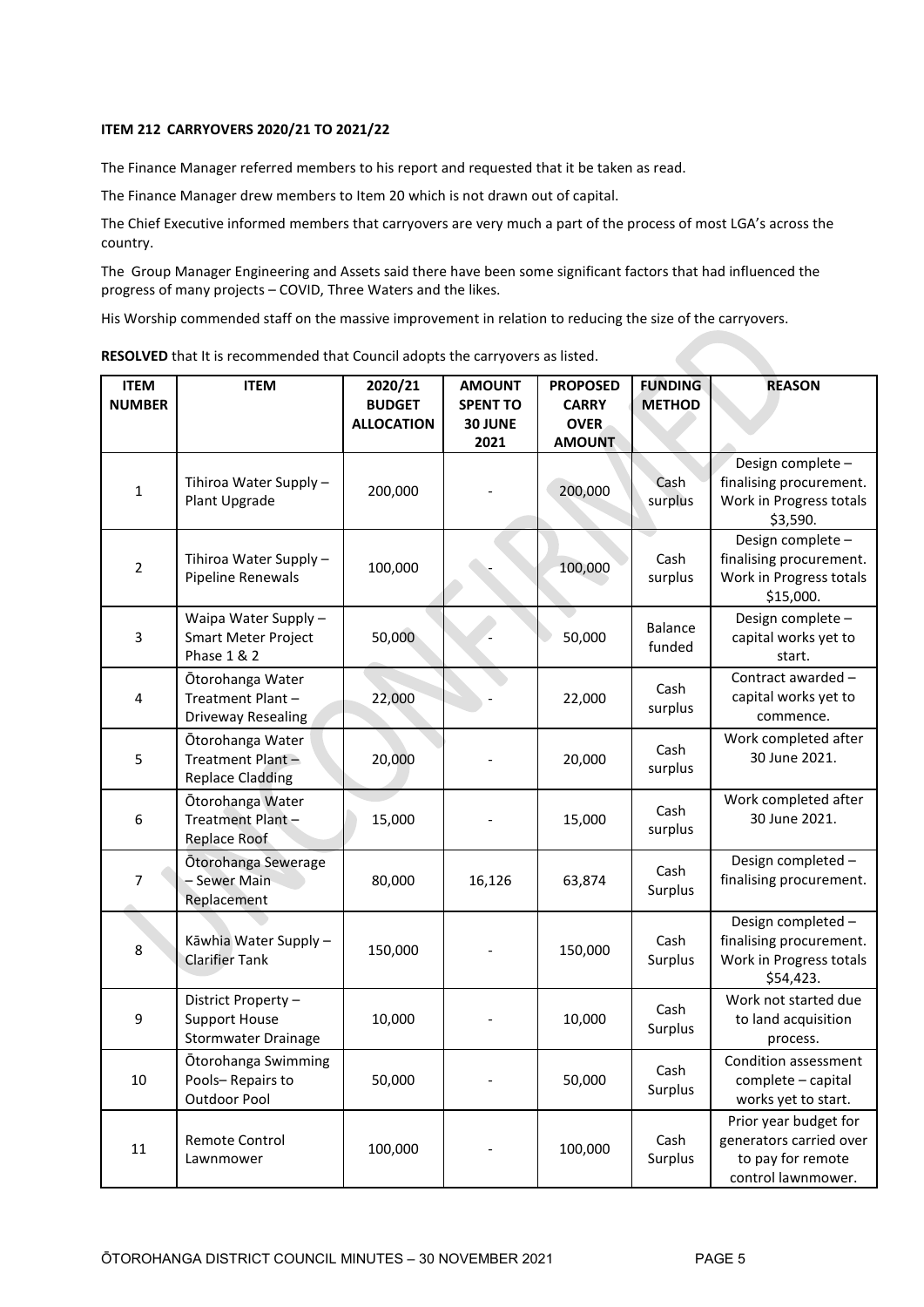**ITEM 212 CARRYOVERS 2020/21 TO 2021/22**

The Finance Manager referred members to his report and requested that it be taken as read.

The Finance Manager drew members to Item 20 which is not drawn out of capital.

The Chief Executive informed members that carryovers are very much a part of the process of most LGA's across the country.

The Group Manager Engineering and Assets said there have been some significant factors that had influenced the progress of many projects – COVID, Three Waters and the likes.

His Worship commended staff on the massive improvement in relation to reducing the size of the carryovers.

**RESOLVED** that It is recommended that Council adopts the carryovers as listed.

| ITEM NUMBER | ITEM | 2020/21 BUDGET ALLOCATION | AMOUNT SPENT TO 30 JUNE 2021 | PROPOSED CARRY OVER AMOUNT | FUNDING METHOD | REASON |
|---|---|---|---|---|---|---|
| 1 | Tihiroa Water Supply – Plant Upgrade | 200,000 | - | 200,000 | Cash surplus | Design complete – finalising procurement. Work in Progress totals $3,590. |
| 2 | Tihiroa Water Supply – Pipeline Renewals | 100,000 | - | 100,000 | Cash surplus | Design complete – finalising procurement. Work in Progress totals $15,000. |
| 3 | Waipa Water Supply – Smart Meter Project Phase 1 & 2 | 50,000 | - | 50,000 | Balance funded | Design complete – capital works yet to start. |
| 4 | Ōtorohanga Water Treatment Plant – Driveway Resealing | 22,000 | - | 22,000 | Cash surplus | Contract awarded – capital works yet to commence. |
| 5 | Ōtorohanga Water Treatment Plant – Replace Cladding | 20,000 | - | 20,000 | Cash surplus | Work completed after 30 June 2021. |
| 6 | Ōtorohanga Water Treatment Plant – Replace Roof | 15,000 | - | 15,000 | Cash surplus | Work completed after 30 June 2021. |
| 7 | Ōtorohanga Sewerage – Sewer Main Replacement | 80,000 | 16,126 | 63,874 | Cash Surplus | Design completed – finalising procurement. |
| 8 | Kāwhia Water Supply – Clarifier Tank | 150,000 | - | 150,000 | Cash Surplus | Design completed – finalising procurement. Work in Progress totals $54,423. |
| 9 | District Property – Support House Stormwater Drainage | 10,000 | - | 10,000 | Cash Surplus | Work not started due to land acquisition process. |
| 10 | Ōtorohanga Swimming Pools– Repairs to Outdoor Pool | 50,000 | - | 50,000 | Cash Surplus | Condition assessment complete – capital works yet to start. |
| 11 | Remote Control Lawnmower | 100,000 | - | 100,000 | Cash Surplus | Prior year budget for generators carried over to pay for remote control lawnmower. |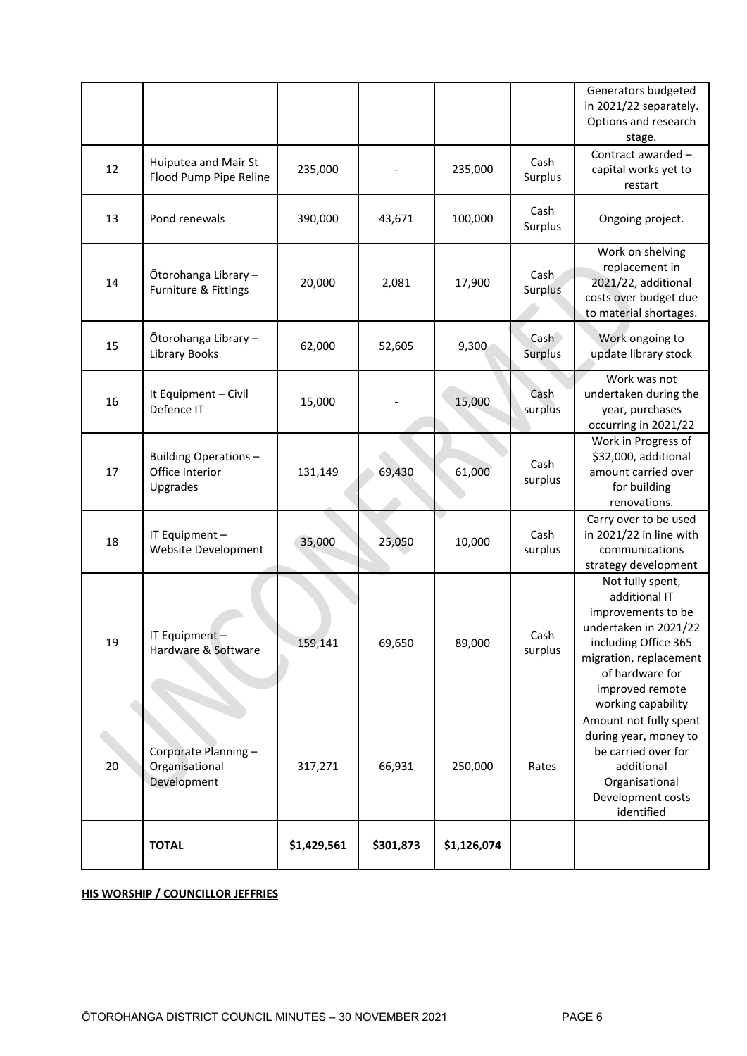|  |  |  |  |  |  |  |
|---|---|---|---|---|---|---|
|  |  |  |  |  |  | Generators budgeted in 2021/22 separately. Options and research stage. |
| 12 | Huiputea and Mair St Flood Pump Pipe Reline | 235,000 | - | 235,000 | Cash Surplus | Contract awarded – capital works yet to restart |
| 13 | Pond renewals | 390,000 | 43,671 | 100,000 | Cash Surplus | Ongoing project. |
| 14 | Ōtorohanga Library – Furniture & Fittings | 20,000 | 2,081 | 17,900 | Cash Surplus | Work on shelving replacement in 2021/22, additional costs over budget due to material shortages. |
| 15 | Ōtorohanga Library – Library Books | 62,000 | 52,605 | 9,300 | Cash Surplus | Work ongoing to update library stock |
| 16 | It Equipment – Civil Defence IT | 15,000 | - | 15,000 | Cash surplus | Work was not undertaken during the year, purchases occurring in 2021/22 |
| 17 | Building Operations – Office Interior Upgrades | 131,149 | 69,430 | 61,000 | Cash surplus | Work in Progress of $32,000, additional amount carried over for building renovations. |
| 18 | IT Equipment – Website Development | 35,000 | 25,050 | 10,000 | Cash surplus | Carry over to be used in 2021/22 in line with communications strategy development |
| 19 | IT Equipment – Hardware & Software | 159,141 | 69,650 | 89,000 | Cash surplus | Not fully spent, additional IT improvements to be undertaken in 2021/22 including Office 365 migration, replacement of hardware for improved remote working capability |
| 20 | Corporate Planning – Organisational Development | 317,271 | 66,931 | 250,000 | Rates | Amount not fully spent during year, money to be carried over for additional Organisational Development costs identified |
|  | **TOTAL** | **$1,429,561** | **$301,873** | **$1,126,074** |  |  |

**HIS WORSHIP / COUNCILLOR JEFFRIES**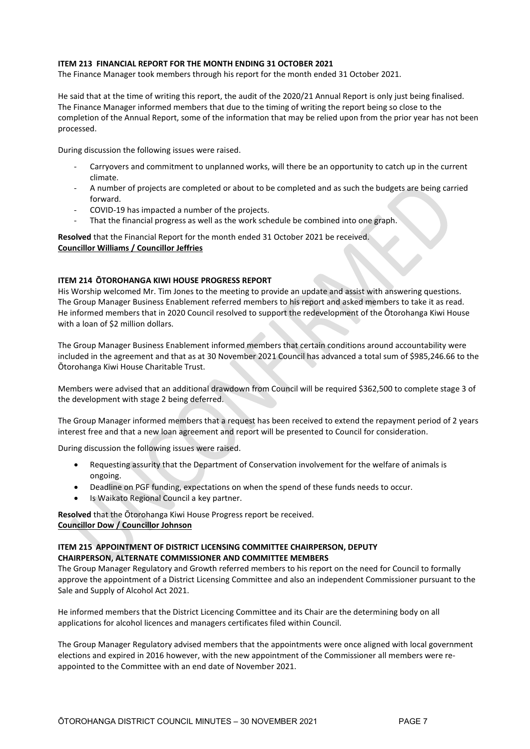**ITEM 213 FINANCIAL REPORT FOR THE MONTH ENDING 31 OCTOBER 2021**

The Finance Manager took members through his report for the month ended 31 October 2021.

He said that at the time of writing this report, the audit of the 2020/21 Annual Report is only just being finalised. The Finance Manager informed members that due to the timing of writing the report being so close to the completion of the Annual Report, some of the information that may be relied upon from the prior year has not been processed.

During discussion the following issues were raised.

- Carryovers and commitment to unplanned works, will there be an opportunity to catch up in the current climate.
- A number of projects are completed or about to be completed and as such the budgets are being carried forward.
- COVID-19 has impacted a number of the projects.
- That the financial progress as well as the work schedule be combined into one graph.

**Resolved** that the Financial Report for the month ended 31 October 2021 be received.
**Councillor Williams / Councillor Jeffries**

**ITEM 214 ŌTOROHANGA KIWI HOUSE PROGRESS REPORT**

His Worship welcomed Mr. Tim Jones to the meeting to provide an update and assist with answering questions. The Group Manager Business Enablement referred members to his report and asked members to take it as read. He informed members that in 2020 Council resolved to support the redevelopment of the Ōtorohanga Kiwi House with a loan of $2 million dollars.

The Group Manager Business Enablement informed members that certain conditions around accountability were included in the agreement and that as at 30 November 2021 Council has advanced a total sum of $985,246.66 to the Ōtorohanga Kiwi House Charitable Trust.

Members were advised that an additional drawdown from Council will be required $362,500 to complete stage 3 of the development with stage 2 being deferred.

The Group Manager informed members that a request has been received to extend the repayment period of 2 years interest free and that a new loan agreement and report will be presented to Council for consideration.

During discussion the following issues were raised.

- Requesting assurity that the Department of Conservation involvement for the welfare of animals is ongoing.
- Deadline on PGF funding, expectations on when the spend of these funds needs to occur.
- Is Waikato Regional Council a key partner.

**Resolved** that the Ōtorohanga Kiwi House Progress report be received.
**Councillor Dow / Councillor Johnson**

**ITEM 215 APPOINTMENT OF DISTRICT LICENSING COMMITTEE CHAIRPERSON, DEPUTY CHAIRPERSON, ALTERNATE COMMISSIONER AND COMMITTEE MEMBERS**

The Group Manager Regulatory and Growth referred members to his report on the need for Council to formally approve the appointment of a District Licensing Committee and also an independent Commissioner pursuant to the Sale and Supply of Alcohol Act 2021.

He informed members that the District Licencing Committee and its Chair are the determining body on all applications for alcohol licences and managers certificates filed within Council.

The Group Manager Regulatory advised members that the appointments were once aligned with local government elections and expired in 2016 however, with the new appointment of the Commissioner all members were re-appointed to the Committee with an end date of November 2021.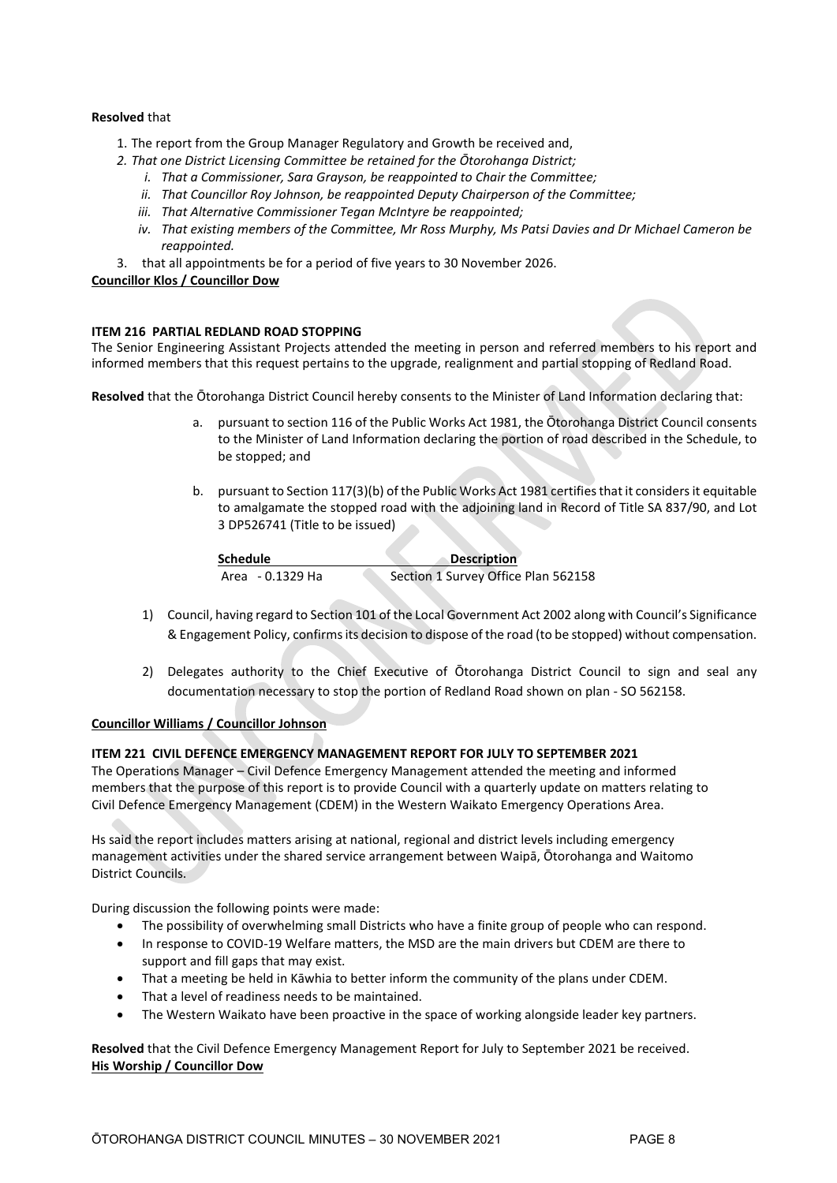**Resolved** that

1. The report from the Group Manager Regulatory and Growth be received and,
2. *That one District Licensing Committee be retained for the Ōtorohanga District;*
   i. *That a Commissioner, Sara Grayson, be reappointed to Chair the Committee;*
   ii. *That Councillor Roy Johnson, be reappointed Deputy Chairperson of the Committee;*
   iii. *That Alternative Commissioner Tegan McIntyre be reappointed;*
   iv. *That existing members of the Committee, Mr Ross Murphy, Ms Patsi Davies and Dr Michael Cameron be reappointed.*
3. that all appointments be for a period of five years to 30 November 2026.

**Councillor Klos / Councillor Dow**

**ITEM 216 PARTIAL REDLAND ROAD STOPPING**

The Senior Engineering Assistant Projects attended the meeting in person and referred members to his report and informed members that this request pertains to the upgrade, realignment and partial stopping of Redland Road.

**Resolved** that the Ōtorohanga District Council hereby consents to the Minister of Land Information declaring that:

a. pursuant to section 116 of the Public Works Act 1981, the Ōtorohanga District Council consents to the Minister of Land Information declaring the portion of road described in the Schedule, to be stopped; and

b. pursuant to Section 117(3)(b) of the Public Works Act 1981 certifies that it considers it equitable to amalgamate the stopped road with the adjoining land in Record of Title SA 837/90, and Lot 3 DP526741 (Title to be issued)

| Schedule | Description |
|---|---|
| Area - 0.1329 Ha | Section 1 Survey Office Plan 562158 |

1) Council, having regard to Section 101 of the Local Government Act 2002 along with Council's Significance & Engagement Policy, confirms its decision to dispose of the road (to be stopped) without compensation.

2) Delegates authority to the Chief Executive of Ōtorohanga District Council to sign and seal any documentation necessary to stop the portion of Redland Road shown on plan - SO 562158.

**Councillor Williams / Councillor Johnson**

**ITEM 221 CIVIL DEFENCE EMERGENCY MANAGEMENT REPORT FOR JULY TO SEPTEMBER 2021**

The Operations Manager – Civil Defence Emergency Management attended the meeting and informed members that the purpose of this report is to provide Council with a quarterly update on matters relating to Civil Defence Emergency Management (CDEM) in the Western Waikato Emergency Operations Area.

Hs said the report includes matters arising at national, regional and district levels including emergency management activities under the shared service arrangement between Waipā, Ōtorohanga and Waitomo District Councils.

During discussion the following points were made:

- The possibility of overwhelming small Districts who have a finite group of people who can respond.
- In response to COVID-19 Welfare matters, the MSD are the main drivers but CDEM are there to support and fill gaps that may exist.
- That a meeting be held in Kāwhia to better inform the community of the plans under CDEM.
- That a level of readiness needs to be maintained.
- The Western Waikato have been proactive in the space of working alongside leader key partners.

**Resolved** that the Civil Defence Emergency Management Report for July to September 2021 be received.

**His Worship / Councillor Dow**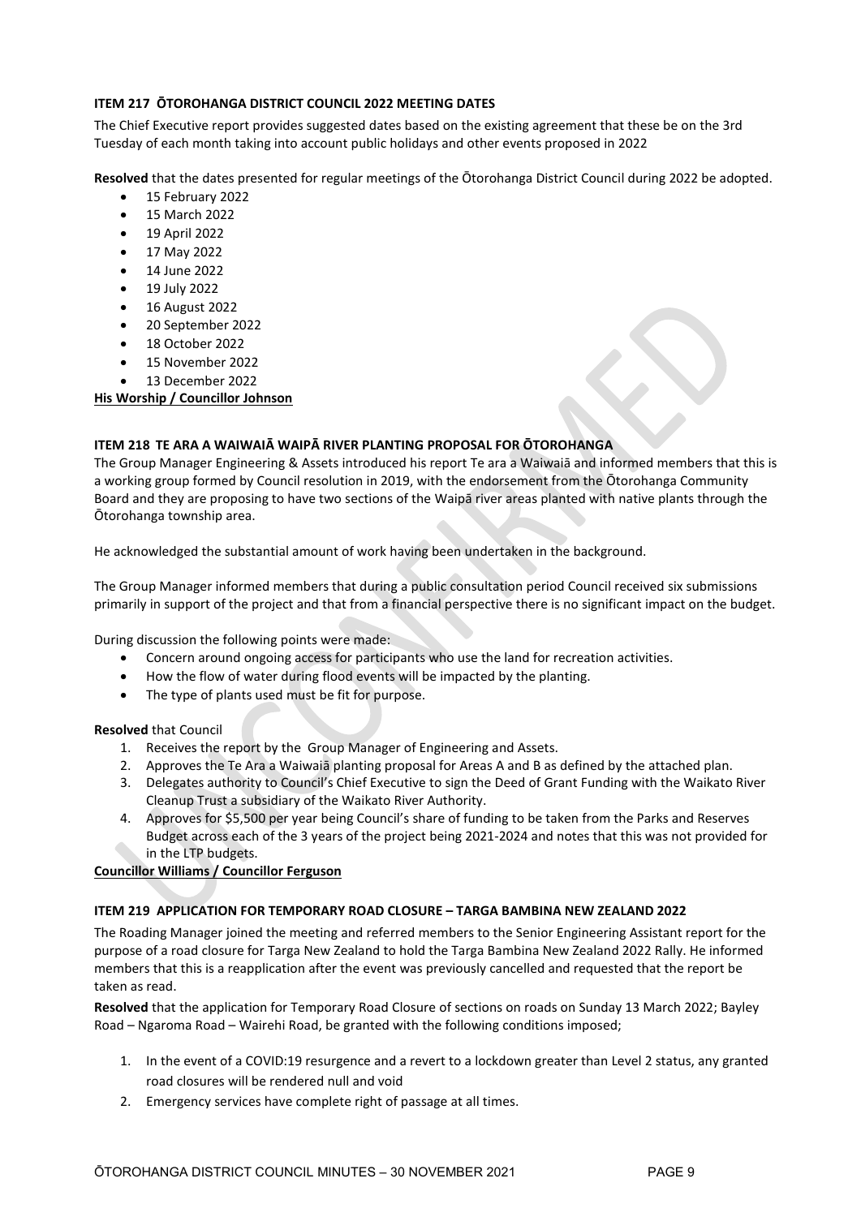### ITEM 217 ŌTOROHANGA DISTRICT COUNCIL 2022 MEETING DATES

The Chief Executive report provides suggested dates based on the existing agreement that these be on the 3rd Tuesday of each month taking into account public holidays and other events proposed in 2022

**Resolved** that the dates presented for regular meetings of the Ōtorohanga District Council during 2022 be adopted.

- 15 February 2022
- 15 March 2022
- 19 April 2022
- 17 May 2022
- 14 June 2022
- 19 July 2022
- 16 August 2022
- 20 September 2022
- 18 October 2022
- 15 November 2022
- 13 December 2022

**His Worship / Councillor Johnson**

### ITEM 218 TE ARA A WAIWAIĀ WAIPĀ RIVER PLANTING PROPOSAL FOR ŌTOROHANGA

The Group Manager Engineering & Assets introduced his report Te ara a Waiwaiā and informed members that this is a working group formed by Council resolution in 2019, with the endorsement from the Ōtorohanga Community Board and they are proposing to have two sections of the Waipā river areas planted with native plants through the Ōtorohanga township area.

He acknowledged the substantial amount of work having been undertaken in the background.

The Group Manager informed members that during a public consultation period Council received six submissions primarily in support of the project and that from a financial perspective there is no significant impact on the budget.

During discussion the following points were made:

- Concern around ongoing access for participants who use the land for recreation activities.
- How the flow of water during flood events will be impacted by the planting.
- The type of plants used must be fit for purpose.

**Resolved** that Council

1. Receives the report by the Group Manager of Engineering and Assets.
2. Approves the Te Ara a Waiwaiā planting proposal for Areas A and B as defined by the attached plan.
3. Delegates authority to Council's Chief Executive to sign the Deed of Grant Funding with the Waikato River Cleanup Trust a subsidiary of the Waikato River Authority.
4. Approves for $5,500 per year being Council's share of funding to be taken from the Parks and Reserves Budget across each of the 3 years of the project being 2021-2024 and notes that this was not provided for in the LTP budgets.

**Councillor Williams / Councillor Ferguson**

### ITEM 219 APPLICATION FOR TEMPORARY ROAD CLOSURE – TARGA BAMBINA NEW ZEALAND 2022

The Roading Manager joined the meeting and referred members to the Senior Engineering Assistant report for the purpose of a road closure for Targa New Zealand to hold the Targa Bambina New Zealand 2022 Rally. He informed members that this is a reapplication after the event was previously cancelled and requested that the report be taken as read.

**Resolved** that the application for Temporary Road Closure of sections on roads on Sunday 13 March 2022; Bayley Road – Ngaroma Road – Wairehi Road, be granted with the following conditions imposed;

1. In the event of a COVID:19 resurgence and a revert to a lockdown greater than Level 2 status, any granted road closures will be rendered null and void
2. Emergency services have complete right of passage at all times.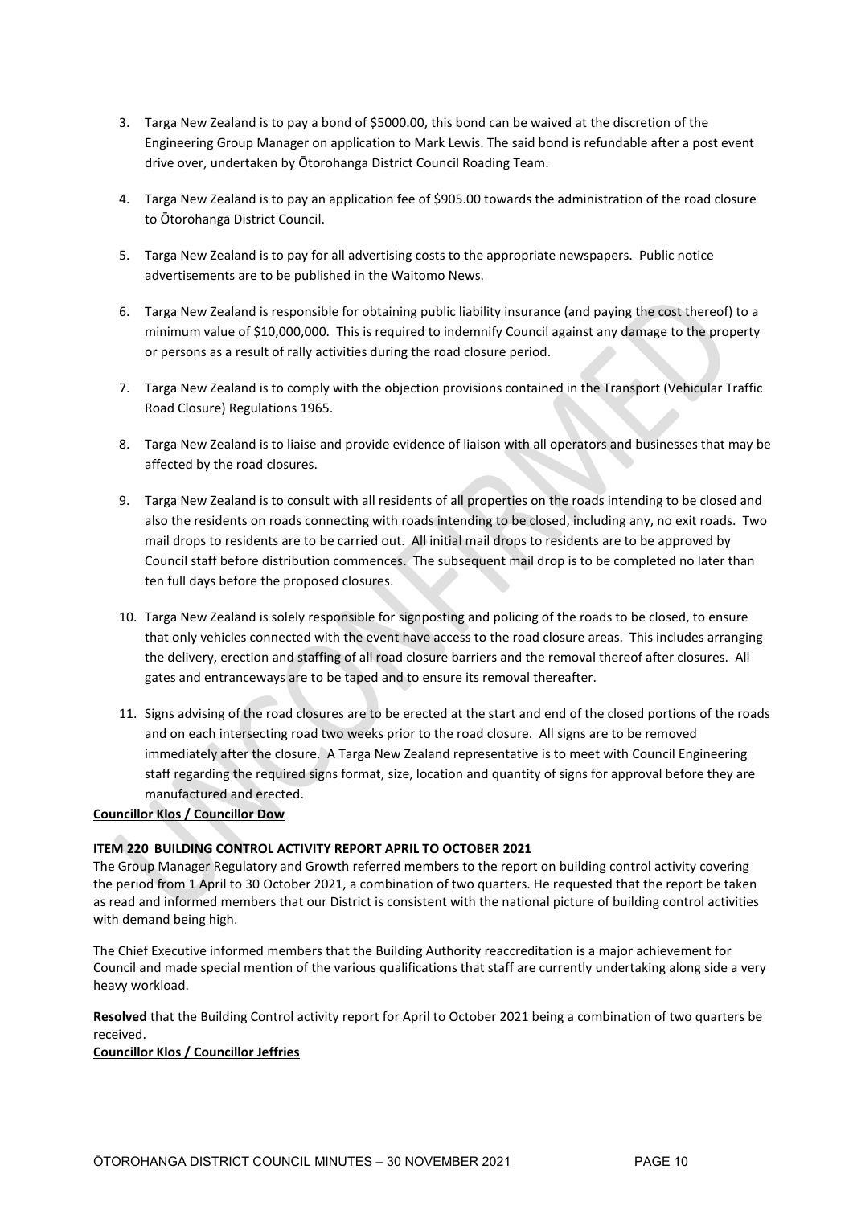3. Targa New Zealand is to pay a bond of $5000.00, this bond can be waived at the discretion of the Engineering Group Manager on application to Mark Lewis. The said bond is refundable after a post event drive over, undertaken by Ōtorohanga District Council Roading Team.

4. Targa New Zealand is to pay an application fee of $905.00 towards the administration of the road closure to Ōtorohanga District Council.

5. Targa New Zealand is to pay for all advertising costs to the appropriate newspapers. Public notice advertisements are to be published in the Waitomo News.

6. Targa New Zealand is responsible for obtaining public liability insurance (and paying the cost thereof) to a minimum value of $10,000,000. This is required to indemnify Council against any damage to the property or persons as a result of rally activities during the road closure period.

7. Targa New Zealand is to comply with the objection provisions contained in the Transport (Vehicular Traffic Road Closure) Regulations 1965.

8. Targa New Zealand is to liaise and provide evidence of liaison with all operators and businesses that may be affected by the road closures.

9. Targa New Zealand is to consult with all residents of all properties on the roads intending to be closed and also the residents on roads connecting with roads intending to be closed, including any, no exit roads. Two mail drops to residents are to be carried out. All initial mail drops to residents are to be approved by Council staff before distribution commences. The subsequent mail drop is to be completed no later than ten full days before the proposed closures.

10. Targa New Zealand is solely responsible for signposting and policing of the roads to be closed, to ensure that only vehicles connected with the event have access to the road closure areas. This includes arranging the delivery, erection and staffing of all road closure barriers and the removal thereof after closures. All gates and entranceways are to be taped and to ensure its removal thereafter.

11. Signs advising of the road closures are to be erected at the start and end of the closed portions of the roads and on each intersecting road two weeks prior to the road closure. All signs are to be removed immediately after the closure. A Targa New Zealand representative is to meet with Council Engineering staff regarding the required signs format, size, location and quantity of signs for approval before they are manufactured and erected.

**Councillor Klos / Councillor Dow**

**ITEM 220 BUILDING CONTROL ACTIVITY REPORT APRIL TO OCTOBER 2021**

The Group Manager Regulatory and Growth referred members to the report on building control activity covering the period from 1 April to 30 October 2021, a combination of two quarters. He requested that the report be taken as read and informed members that our District is consistent with the national picture of building control activities with demand being high.

The Chief Executive informed members that the Building Authority reaccreditation is a major achievement for Council and made special mention of the various qualifications that staff are currently undertaking along side a very heavy workload.

**Resolved** that the Building Control activity report for April to October 2021 being a combination of two quarters be received.

**Councillor Klos / Councillor Jeffries**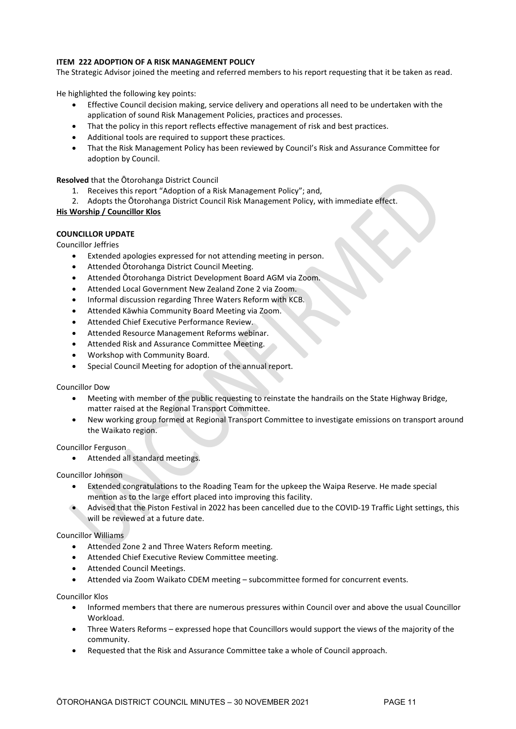**ITEM 222 ADOPTION OF A RISK MANAGEMENT POLICY**

The Strategic Advisor joined the meeting and referred members to his report requesting that it be taken as read.

He highlighted the following key points:

- Effective Council decision making, service delivery and operations all need to be undertaken with the application of sound Risk Management Policies, practices and processes.
- That the policy in this report reflects effective management of risk and best practices.
- Additional tools are required to support these practices.
- That the Risk Management Policy has been reviewed by Council's Risk and Assurance Committee for adoption by Council.

**Resolved** that the Ōtorohanga District Council

1. Receives this report "Adoption of a Risk Management Policy"; and,
2. Adopts the Ōtorohanga District Council Risk Management Policy, with immediate effect.

**His Worship / Councillor Klos**

**COUNCILLOR UPDATE**

Councillor Jeffries

- Extended apologies expressed for not attending meeting in person.
- Attended Ōtorohanga District Council Meeting.
- Attended Ōtorohanga District Development Board AGM via Zoom.
- Attended Local Government New Zealand Zone 2 via Zoom.
- Informal discussion regarding Three Waters Reform with KCB.
- Attended Kāwhia Community Board Meeting via Zoom.
- Attended Chief Executive Performance Review.
- Attended Resource Management Reforms webinar.
- Attended Risk and Assurance Committee Meeting.
- Workshop with Community Board.
- Special Council Meeting for adoption of the annual report.

Councillor Dow

- Meeting with member of the public requesting to reinstate the handrails on the State Highway Bridge, matter raised at the Regional Transport Committee.
- New working group formed at Regional Transport Committee to investigate emissions on transport around the Waikato region.

Councillor Ferguson

- Attended all standard meetings.

Councillor Johnson

- Extended congratulations to the Roading Team for the upkeep the Waipa Reserve. He made special mention as to the large effort placed into improving this facility.
- Advised that the Piston Festival in 2022 has been cancelled due to the COVID-19 Traffic Light settings, this will be reviewed at a future date.

Councillor Williams

- Attended Zone 2 and Three Waters Reform meeting.
- Attended Chief Executive Review Committee meeting.
- Attended Council Meetings.
- Attended via Zoom Waikato CDEM meeting – subcommittee formed for concurrent events.

Councillor Klos

- Informed members that there are numerous pressures within Council over and above the usual Councillor Workload.
- Three Waters Reforms – expressed hope that Councillors would support the views of the majority of the community.
- Requested that the Risk and Assurance Committee take a whole of Council approach.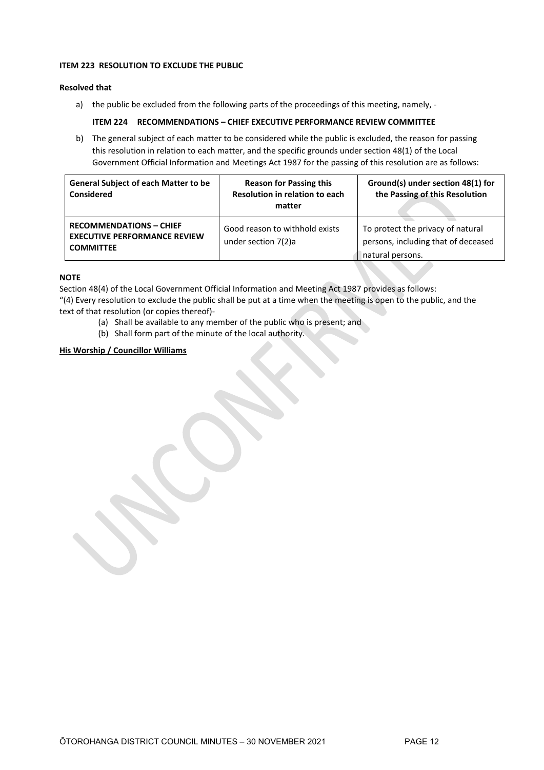**ITEM 223 RESOLUTION TO EXCLUDE THE PUBLIC**

**Resolved that**

a) the public be excluded from the following parts of the proceedings of this meeting, namely, -

**ITEM 224 RECOMMENDATIONS – CHIEF EXECUTIVE PERFORMANCE REVIEW COMMITTEE**

b) The general subject of each matter to be considered while the public is excluded, the reason for passing this resolution in relation to each matter, and the specific grounds under section 48(1) of the Local Government Official Information and Meetings Act 1987 for the passing of this resolution are as follows:

| General Subject of each Matter to be Considered | Reason for Passing this Resolution in relation to each matter | Ground(s) under section 48(1) for the Passing of this Resolution |
|---|---|---|
| **RECOMMENDATIONS – CHIEF EXECUTIVE PERFORMANCE REVIEW COMMITTEE** | Good reason to withhold exists under section 7(2)a | To protect the privacy of natural persons, including that of deceased natural persons. |

**NOTE**

Section 48(4) of the Local Government Official Information and Meeting Act 1987 provides as follows:
"(4) Every resolution to exclude the public shall be put at a time when the meeting is open to the public, and the text of that resolution (or copies thereof)-

(a) Shall be available to any member of the public who is present; and
(b) Shall form part of the minute of the local authority.

**<u>His Worship / Councillor Williams</u>**